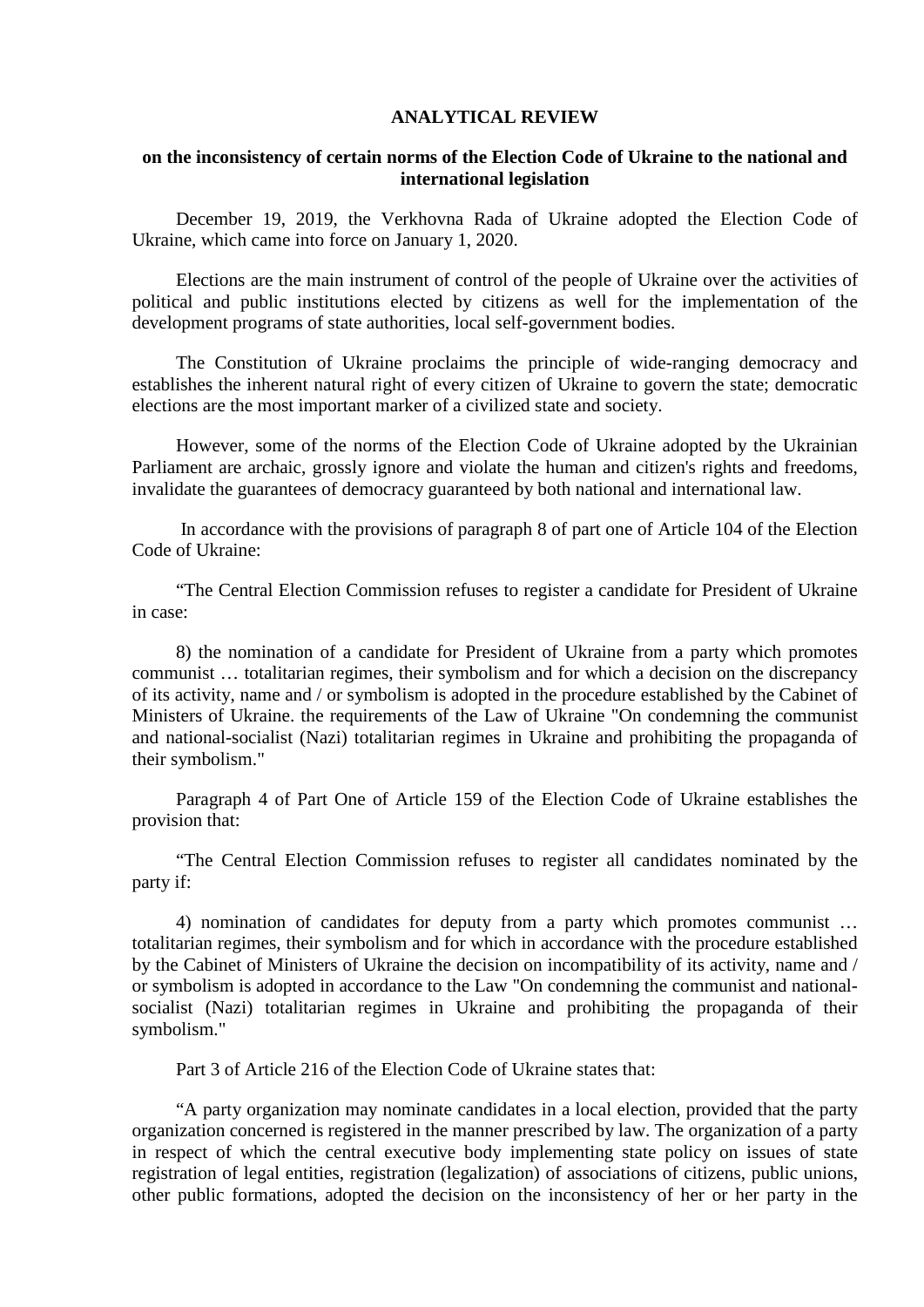**ANALYTICAL REVIEW**

**on the inconsistency of certain norms of the Election Code of Ukraine to the national and international legislation**

December 19, 2019, the Verkhovna Rada of Ukraine adopted the Election Code of Ukraine, which came into force on January 1, 2020.

Elections are the main instrument of control of the people of Ukraine over the activities of political and public institutions elected by citizens as well for the implementation of the development programs of state authorities, local self-government bodies.

The Constitution of Ukraine proclaims the principle of wide-ranging democracy and establishes the inherent natural right of every citizen of Ukraine to govern the state; democratic elections are the most important marker of a civilized state and society.

However, some of the norms of the Election Code of Ukraine adopted by the Ukrainian Parliament are archaic, grossly ignore and violate the human and citizen's rights and freedoms, invalidate the guarantees of democracy guaranteed by both national and international law.

In accordance with the provisions of paragraph 8 of part one of Article 104 of the Election Code of Ukraine:

"The Central Election Commission refuses to register a candidate for President of Ukraine in case:

8) the nomination of a candidate for President of Ukraine from a party which promotes communist … totalitarian regimes, their symbolism and for which a decision on the discrepancy of its activity, name and / or symbolism is adopted in the procedure established by the Cabinet of Ministers of Ukraine. the requirements of the Law of Ukraine "On condemning the communist and national-socialist (Nazi) totalitarian regimes in Ukraine and prohibiting the propaganda of their symbolism."

Paragraph 4 of Part One of Article 159 of the Election Code of Ukraine establishes the provision that:

"The Central Election Commission refuses to register all candidates nominated by the party if:

4) nomination of candidates for deputy from a party which promotes communist … totalitarian regimes, their symbolism and for which in accordance with the procedure established by the Cabinet of Ministers of Ukraine the decision on incompatibility of its activity, name and / or symbolism is adopted in accordance to the Law "On condemning the communist and national-socialist (Nazi) totalitarian regimes in Ukraine and prohibiting the propaganda of their symbolism."

Part 3 of Article 216 of the Election Code of Ukraine states that:

"A party organization may nominate candidates in a local election, provided that the party organization concerned is registered in the manner prescribed by law. The organization of a party in respect of which the central executive body implementing state policy on issues of state registration of legal entities, registration (legalization) of associations of citizens, public unions, other public formations, adopted the decision on the inconsistency of her or her party in the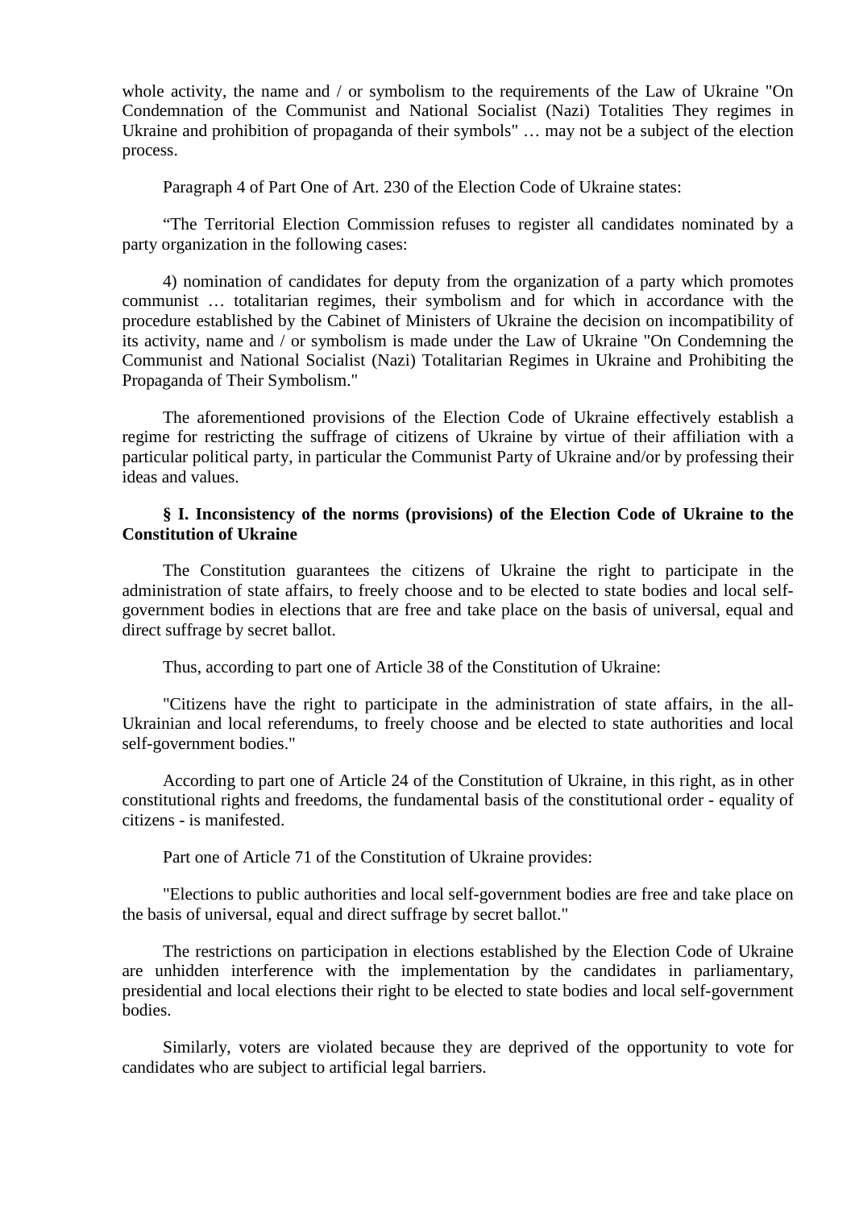whole activity, the name and / or symbolism to the requirements of the Law of Ukraine "On Condemnation of the Communist and National Socialist (Nazi) Totalities They regimes in Ukraine and prohibition of propaganda of their symbols" … may not be a subject of the election process.

Paragraph 4 of Part One of Art. 230 of the Election Code of Ukraine states:

“The Territorial Election Commission refuses to register all candidates nominated by a party organization in the following cases:

4) nomination of candidates for deputy from the organization of a party which promotes communist … totalitarian regimes, their symbolism and for which in accordance with the procedure established by the Cabinet of Ministers of Ukraine the decision on incompatibility of its activity, name and / or symbolism is made under the Law of Ukraine "On Condemning the Communist and National Socialist (Nazi) Totalitarian Regimes in Ukraine and Prohibiting the Propaganda of Their Symbolism."

The aforementioned provisions of the Election Code of Ukraine effectively establish a regime for restricting the suffrage of citizens of Ukraine by virtue of their affiliation with a particular political party, in particular the Communist Party of Ukraine and/or by professing their ideas and values.

**§ I. Inconsistency of the norms (provisions) of the Election Code of Ukraine to the Constitution of Ukraine**

The Constitution guarantees the citizens of Ukraine the right to participate in the administration of state affairs, to freely choose and to be elected to state bodies and local self-government bodies in elections that are free and take place on the basis of universal, equal and direct suffrage by secret ballot.

Thus, according to part one of Article 38 of the Constitution of Ukraine:

"Citizens have the right to participate in the administration of state affairs, in the all-Ukrainian and local referendums, to freely choose and be elected to state authorities and local self-government bodies."

According to part one of Article 24 of the Constitution of Ukraine, in this right, as in other constitutional rights and freedoms, the fundamental basis of the constitutional order - equality of citizens - is manifested.

Part one of Article 71 of the Constitution of Ukraine provides:

"Elections to public authorities and local self-government bodies are free and take place on the basis of universal, equal and direct suffrage by secret ballot."

The restrictions on participation in elections established by the Election Code of Ukraine are unhidden interference with the implementation by the candidates in parliamentary, presidential and local elections their right to be elected to state bodies and local self-government bodies.

Similarly, voters are violated because they are deprived of the opportunity to vote for candidates who are subject to artificial legal barriers.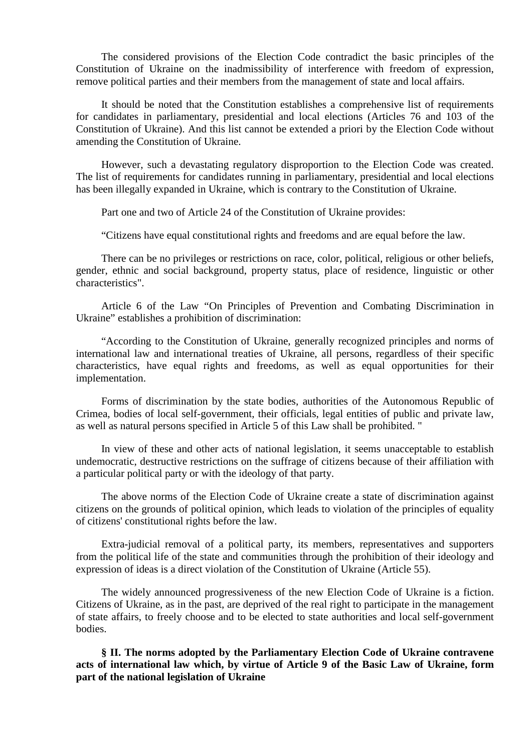The considered provisions of the Election Code contradict the basic principles of the Constitution of Ukraine on the inadmissibility of interference with freedom of expression, remove political parties and their members from the management of state and local affairs.

It should be noted that the Constitution establishes a comprehensive list of requirements for candidates in parliamentary, presidential and local elections (Articles 76 and 103 of the Constitution of Ukraine). And this list cannot be extended a priori by the Election Code without amending the Constitution of Ukraine.

However, such a devastating regulatory disproportion to the Election Code was created. The list of requirements for candidates running in parliamentary, presidential and local elections has been illegally expanded in Ukraine, which is contrary to the Constitution of Ukraine.

Part one and two of Article 24 of the Constitution of Ukraine provides:

"Citizens have equal constitutional rights and freedoms and are equal before the law.

There can be no privileges or restrictions on race, color, political, religious or other beliefs, gender, ethnic and social background, property status, place of residence, linguistic or other characteristics".

Article 6 of the Law "On Principles of Prevention and Combating Discrimination in Ukraine" establishes a prohibition of discrimination:

"According to the Constitution of Ukraine, generally recognized principles and norms of international law and international treaties of Ukraine, all persons, regardless of their specific characteristics, have equal rights and freedoms, as well as equal opportunities for their implementation.

Forms of discrimination by the state bodies, authorities of the Autonomous Republic of Crimea, bodies of local self-government, their officials, legal entities of public and private law, as well as natural persons specified in Article 5 of this Law shall be prohibited. "

In view of these and other acts of national legislation, it seems unacceptable to establish undemocratic, destructive restrictions on the suffrage of citizens because of their affiliation with a particular political party or with the ideology of that party.

The above norms of the Election Code of Ukraine create a state of discrimination against citizens on the grounds of political opinion, which leads to violation of the principles of equality of citizens' constitutional rights before the law.

Extra-judicial removal of a political party, its members, representatives and supporters from the political life of the state and communities through the prohibition of their ideology and expression of ideas is a direct violation of the Constitution of Ukraine (Article 55).

The widely announced progressiveness of the new Election Code of Ukraine is a fiction. Citizens of Ukraine, as in the past, are deprived of the real right to participate in the management of state affairs, to freely choose and to be elected to state authorities and local self-government bodies.

**§ II. The norms adopted by the Parliamentary Election Code of Ukraine contravene acts of international law which, by virtue of Article 9 of the Basic Law of Ukraine, form part of the national legislation of Ukraine**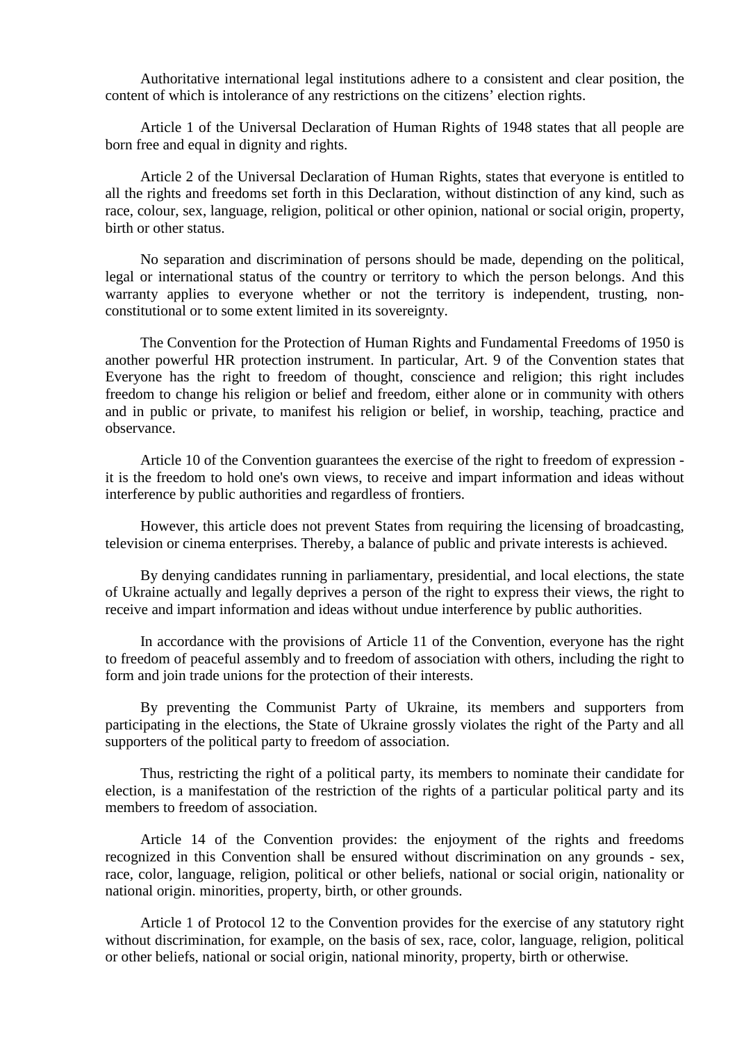Authoritative international legal institutions adhere to a consistent and clear position, the content of which is intolerance of any restrictions on the citizens' election rights.

Article 1 of the Universal Declaration of Human Rights of 1948 states that all people are born free and equal in dignity and rights.

Article 2 of the Universal Declaration of Human Rights, states that everyone is entitled to all the rights and freedoms set forth in this Declaration, without distinction of any kind, such as race, colour, sex, language, religion, political or other opinion, national or social origin, property, birth or other status.

No separation and discrimination of persons should be made, depending on the political, legal or international status of the country or territory to which the person belongs. And this warranty applies to everyone whether or not the territory is independent, trusting, non-constitutional or to some extent limited in its sovereignty.

The Convention for the Protection of Human Rights and Fundamental Freedoms of 1950 is another powerful HR protection instrument. In particular, Art. 9 of the Convention states that Everyone has the right to freedom of thought, conscience and religion; this right includes freedom to change his religion or belief and freedom, either alone or in community with others and in public or private, to manifest his religion or belief, in worship, teaching, practice and observance.

Article 10 of the Convention guarantees the exercise of the right to freedom of expression - it is the freedom to hold one's own views, to receive and impart information and ideas without interference by public authorities and regardless of frontiers.

However, this article does not prevent States from requiring the licensing of broadcasting, television or cinema enterprises. Thereby, a balance of public and private interests is achieved.

By denying candidates running in parliamentary, presidential, and local elections, the state of Ukraine actually and legally deprives a person of the right to express their views, the right to receive and impart information and ideas without undue interference by public authorities.

In accordance with the provisions of Article 11 of the Convention, everyone has the right to freedom of peaceful assembly and to freedom of association with others, including the right to form and join trade unions for the protection of their interests.

By preventing the Communist Party of Ukraine, its members and supporters from participating in the elections, the State of Ukraine grossly violates the right of the Party and all supporters of the political party to freedom of association.

Thus, restricting the right of a political party, its members to nominate their candidate for election, is a manifestation of the restriction of the rights of a particular political party and its members to freedom of association.

Article 14 of the Convention provides: the enjoyment of the rights and freedoms recognized in this Convention shall be ensured without discrimination on any grounds - sex, race, color, language, religion, political or other beliefs, national or social origin, nationality or national origin. minorities, property, birth, or other grounds.

Article 1 of Protocol 12 to the Convention provides for the exercise of any statutory right without discrimination, for example, on the basis of sex, race, color, language, religion, political or other beliefs, national or social origin, national minority, property, birth or otherwise.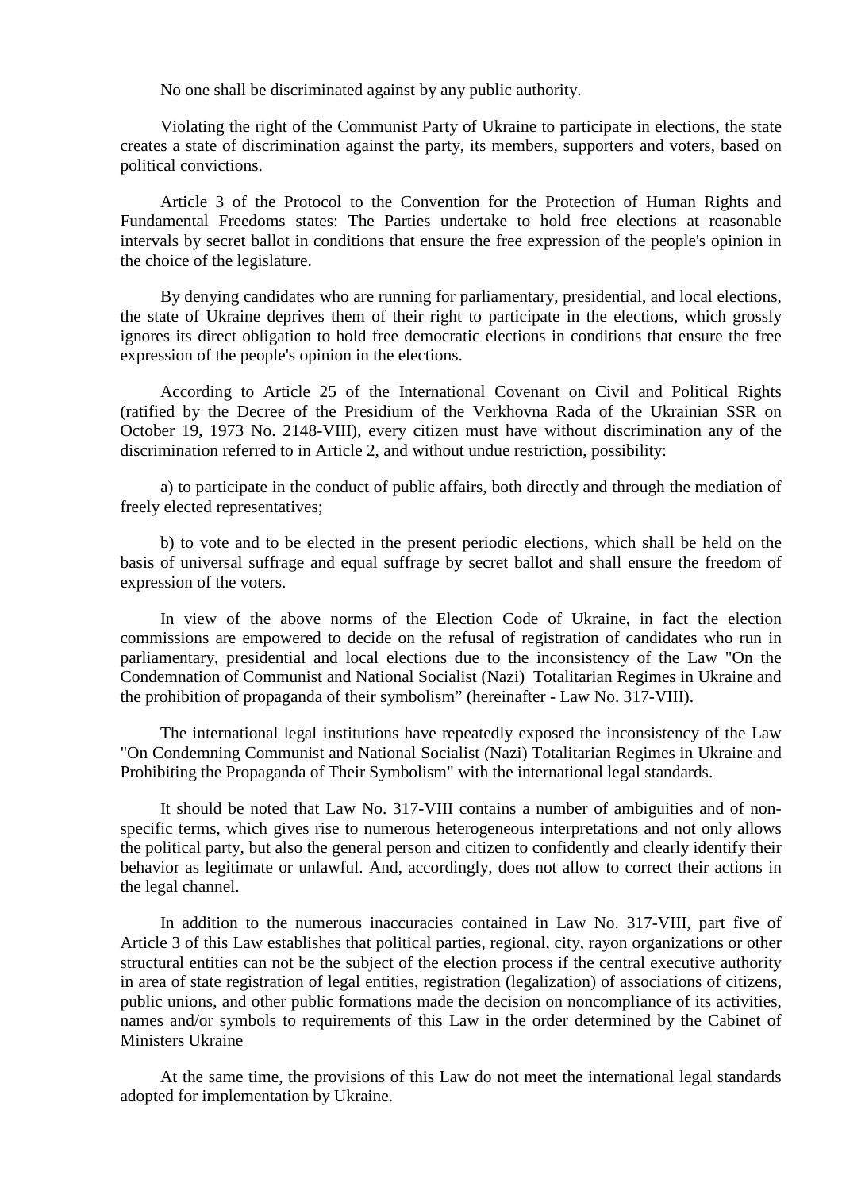No one shall be discriminated against by any public authority.

Violating the right of the Communist Party of Ukraine to participate in elections, the state creates a state of discrimination against the party, its members, supporters and voters, based on political convictions.

Article 3 of the Protocol to the Convention for the Protection of Human Rights and Fundamental Freedoms states: The Parties undertake to hold free elections at reasonable intervals by secret ballot in conditions that ensure the free expression of the people's opinion in the choice of the legislature.

By denying candidates who are running for parliamentary, presidential, and local elections, the state of Ukraine deprives them of their right to participate in the elections, which grossly ignores its direct obligation to hold free democratic elections in conditions that ensure the free expression of the people's opinion in the elections.

According to Article 25 of the International Covenant on Civil and Political Rights (ratified by the Decree of the Presidium of the Verkhovna Rada of the Ukrainian SSR on October 19, 1973 No. 2148-VIII), every citizen must have without discrimination any of the discrimination referred to in Article 2, and without undue restriction, possibility:

a) to participate in the conduct of public affairs, both directly and through the mediation of freely elected representatives;

b) to vote and to be elected in the present periodic elections, which shall be held on the basis of universal suffrage and equal suffrage by secret ballot and shall ensure the freedom of expression of the voters.

In view of the above norms of the Election Code of Ukraine, in fact the election commissions are empowered to decide on the refusal of registration of candidates who run in parliamentary, presidential and local elections due to the inconsistency of the Law "On the Condemnation of Communist and National Socialist (Nazi) Totalitarian Regimes in Ukraine and the prohibition of propaganda of their symbolism" (hereinafter - Law No. 317-VIII).

The international legal institutions have repeatedly exposed the inconsistency of the Law "On Condemning Communist and National Socialist (Nazi) Totalitarian Regimes in Ukraine and Prohibiting the Propaganda of Their Symbolism" with the international legal standards.

It should be noted that Law No. 317-VIII contains a number of ambiguities and of non-specific terms, which gives rise to numerous heterogeneous interpretations and not only allows the political party, but also the general person and citizen to confidently and clearly identify their behavior as legitimate or unlawful. And, accordingly, does not allow to correct their actions in the legal channel.

In addition to the numerous inaccuracies contained in Law No. 317-VIII, part five of Article 3 of this Law establishes that political parties, regional, city, rayon organizations or other structural entities can not be the subject of the election process if the central executive authority in area of state registration of legal entities, registration (legalization) of associations of citizens, public unions, and other public formations made the decision on noncompliance of its activities, names and/or symbols to requirements of this Law in the order determined by the Cabinet of Ministers Ukraine

At the same time, the provisions of this Law do not meet the international legal standards adopted for implementation by Ukraine.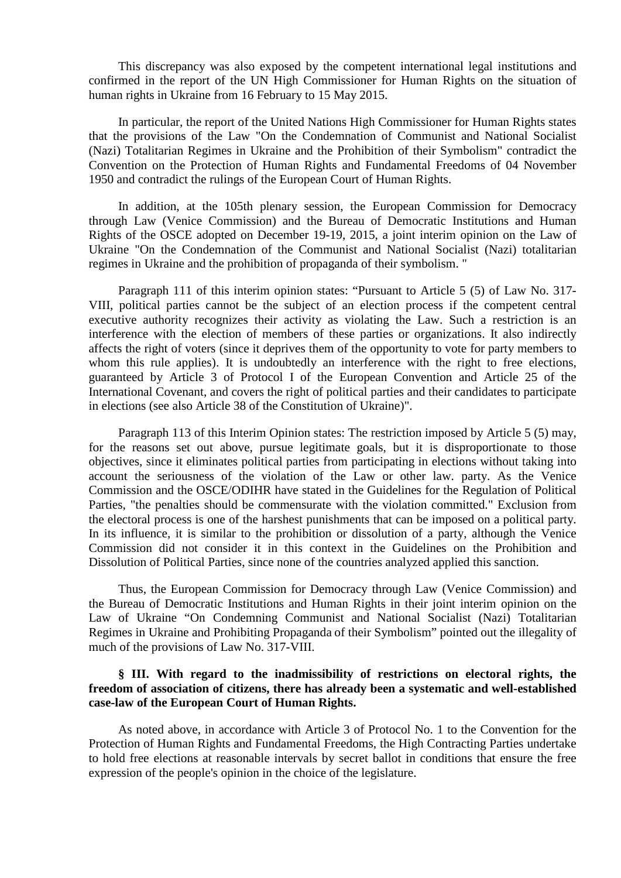This discrepancy was also exposed by the competent international legal institutions and confirmed in the report of the UN High Commissioner for Human Rights on the situation of human rights in Ukraine from 16 February to 15 May 2015.

In particular, the report of the United Nations High Commissioner for Human Rights states that the provisions of the Law "On the Condemnation of Communist and National Socialist (Nazi) Totalitarian Regimes in Ukraine and the Prohibition of their Symbolism" contradict the Convention on the Protection of Human Rights and Fundamental Freedoms of 04 November 1950 and contradict the rulings of the European Court of Human Rights.

In addition, at the 105th plenary session, the European Commission for Democracy through Law (Venice Commission) and the Bureau of Democratic Institutions and Human Rights of the OSCE adopted on December 19-19, 2015, a joint interim opinion on the Law of Ukraine "On the Condemnation of the Communist and National Socialist (Nazi) totalitarian regimes in Ukraine and the prohibition of propaganda of their symbolism. "

Paragraph 111 of this interim opinion states: "Pursuant to Article 5 (5) of Law No. 317-VIII, political parties cannot be the subject of an election process if the competent central executive authority recognizes their activity as violating the Law. Such a restriction is an interference with the election of members of these parties or organizations. It also indirectly affects the right of voters (since it deprives them of the opportunity to vote for party members to whom this rule applies). It is undoubtedly an interference with the right to free elections, guaranteed by Article 3 of Protocol I of the European Convention and Article 25 of the International Covenant, and covers the right of political parties and their candidates to participate in elections (see also Article 38 of the Constitution of Ukraine)".

Paragraph 113 of this Interim Opinion states: The restriction imposed by Article 5 (5) may, for the reasons set out above, pursue legitimate goals, but it is disproportionate to those objectives, since it eliminates political parties from participating in elections without taking into account the seriousness of the violation of the Law or other law. party. As the Venice Commission and the OSCE/ODIHR have stated in the Guidelines for the Regulation of Political Parties, "the penalties should be commensurate with the violation committed." Exclusion from the electoral process is one of the harshest punishments that can be imposed on a political party. In its influence, it is similar to the prohibition or dissolution of a party, although the Venice Commission did not consider it in this context in the Guidelines on the Prohibition and Dissolution of Political Parties, since none of the countries analyzed applied this sanction.

Thus, the European Commission for Democracy through Law (Venice Commission) and the Bureau of Democratic Institutions and Human Rights in their joint interim opinion on the Law of Ukraine "On Condemning Communist and National Socialist (Nazi) Totalitarian Regimes in Ukraine and Prohibiting Propaganda of their Symbolism" pointed out the illegality of much of the provisions of Law No. 317-VIII.

**§ III. With regard to the inadmissibility of restrictions on electoral rights, the freedom of association of citizens, there has already been a systematic and well-established case-law of the European Court of Human Rights.**

As noted above, in accordance with Article 3 of Protocol No. 1 to the Convention for the Protection of Human Rights and Fundamental Freedoms, the High Contracting Parties undertake to hold free elections at reasonable intervals by secret ballot in conditions that ensure the free expression of the people's opinion in the choice of the legislature.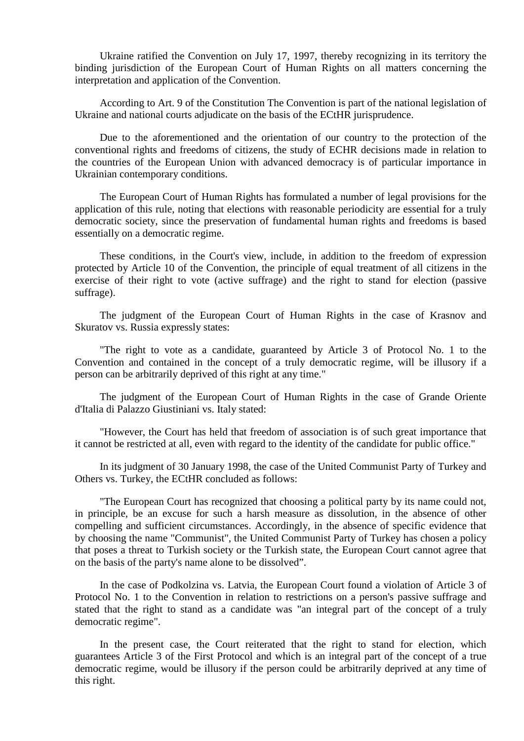Ukraine ratified the Convention on July 17, 1997, thereby recognizing in its territory the binding jurisdiction of the European Court of Human Rights on all matters concerning the interpretation and application of the Convention.

According to Art. 9 of the Constitution The Convention is part of the national legislation of Ukraine and national courts adjudicate on the basis of the ECtHR jurisprudence.

Due to the aforementioned and the orientation of our country to the protection of the conventional rights and freedoms of citizens, the study of ECHR decisions made in relation to the countries of the European Union with advanced democracy is of particular importance in Ukrainian contemporary conditions.

The European Court of Human Rights has formulated a number of legal provisions for the application of this rule, noting that elections with reasonable periodicity are essential for a truly democratic society, since the preservation of fundamental human rights and freedoms is based essentially on a democratic regime.

These conditions, in the Court's view, include, in addition to the freedom of expression protected by Article 10 of the Convention, the principle of equal treatment of all citizens in the exercise of their right to vote (active suffrage) and the right to stand for election (passive suffrage).

The judgment of the European Court of Human Rights in the case of Krasnov and Skuratov vs. Russia expressly states:

"The right to vote as a candidate, guaranteed by Article 3 of Protocol No. 1 to the Convention and contained in the concept of a truly democratic regime, will be illusory if a person can be arbitrarily deprived of this right at any time."

The judgment of the European Court of Human Rights in the case of Grande Oriente d'Italia di Palazzo Giustiniani vs. Italy stated:

"However, the Court has held that freedom of association is of such great importance that it cannot be restricted at all, even with regard to the identity of the candidate for public office."

In its judgment of 30 January 1998, the case of the United Communist Party of Turkey and Others vs. Turkey, the ECtHR concluded as follows:

"The European Court has recognized that choosing a political party by its name could not, in principle, be an excuse for such a harsh measure as dissolution, in the absence of other compelling and sufficient circumstances. Accordingly, in the absence of specific evidence that by choosing the name "Communist", the United Communist Party of Turkey has chosen a policy that poses a threat to Turkish society or the Turkish state, the European Court cannot agree that on the basis of the party's name alone to be dissolved".

In the case of Podkolzina vs. Latvia, the European Court found a violation of Article 3 of Protocol No. 1 to the Convention in relation to restrictions on a person's passive suffrage and stated that the right to stand as a candidate was "an integral part of the concept of a truly democratic regime".

In the present case, the Court reiterated that the right to stand for election, which guarantees Article 3 of the First Protocol and which is an integral part of the concept of a true democratic regime, would be illusory if the person could be arbitrarily deprived at any time of this right.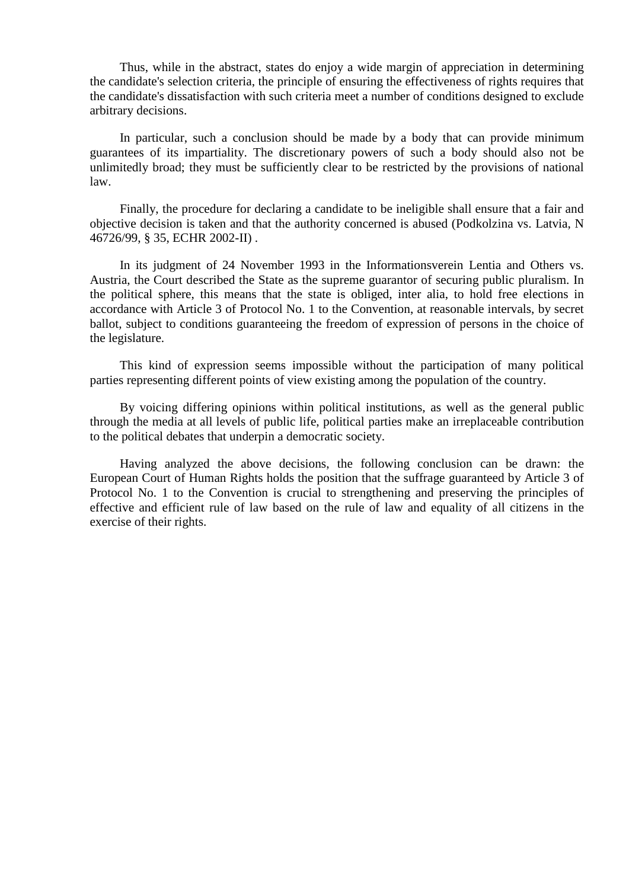Thus, while in the abstract, states do enjoy a wide margin of appreciation in determining the candidate's selection criteria, the principle of ensuring the effectiveness of rights requires that the candidate's dissatisfaction with such criteria meet a number of conditions designed to exclude arbitrary decisions.

In particular, such a conclusion should be made by a body that can provide minimum guarantees of its impartiality. The discretionary powers of such a body should also not be unlimitedly broad; they must be sufficiently clear to be restricted by the provisions of national law.

Finally, the procedure for declaring a candidate to be ineligible shall ensure that a fair and objective decision is taken and that the authority concerned is abused (Podkolzina vs. Latvia, N 46726/99, § 35, ECHR 2002-II) .

In its judgment of 24 November 1993 in the Informationsverein Lentia and Others vs. Austria, the Court described the State as the supreme guarantor of securing public pluralism. In the political sphere, this means that the state is obliged, inter alia, to hold free elections in accordance with Article 3 of Protocol No. 1 to the Convention, at reasonable intervals, by secret ballot, subject to conditions guaranteeing the freedom of expression of persons in the choice of the legislature.

This kind of expression seems impossible without the participation of many political parties representing different points of view existing among the population of the country.

By voicing differing opinions within political institutions, as well as the general public through the media at all levels of public life, political parties make an irreplaceable contribution to the political debates that underpin a democratic society.

Having analyzed the above decisions, the following conclusion can be drawn: the European Court of Human Rights holds the position that the suffrage guaranteed by Article 3 of Protocol No. 1 to the Convention is crucial to strengthening and preserving the principles of effective and efficient rule of law based on the rule of law and equality of all citizens in the exercise of their rights.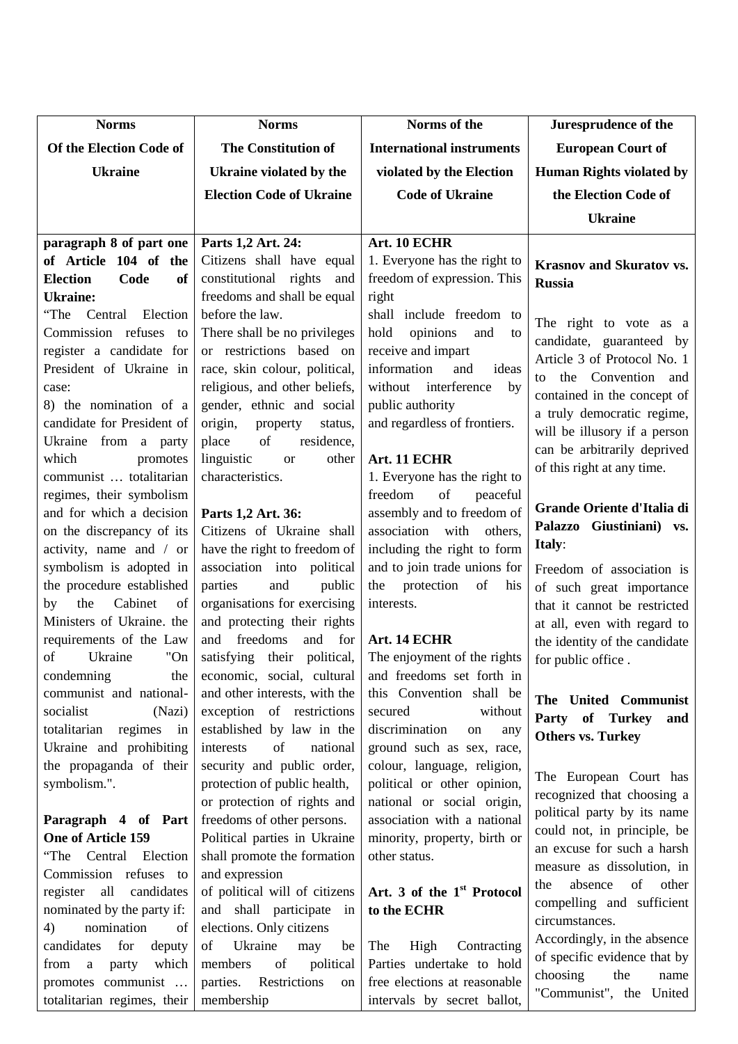| Norms Of the Election Code of Ukraine | Norms The Constitution of Ukraine violated by the Election Code of Ukraine | Norms of the International instruments violated by the Election Code of Ukraine | Juresprudence of the European Court of Human Rights violated by the Election Code of Ukraine |
|---|---|---|---|
| **paragraph 8 of part one of Article 104 of the Election Code of Ukraine:**<br>"The Central Election Commission refuses to register a candidate for President of Ukraine in case:<br>8) the nomination of a candidate for President of Ukraine from a party which promotes communist … totalitarian regimes, their symbolism and for which a decision on the discrepancy of its activity, name and / or symbolism is adopted in the procedure established by the Cabinet of Ministers of Ukraine. the requirements of the Law of Ukraine "On condemning the communist and national-socialist (Nazi) totalitarian regimes in Ukraine and prohibiting the propaganda of their symbolism.".<br><br>**Paragraph 4 of Part One of Article 159**<br>"The Central Election Commission refuses to register all candidates nominated by the party if:<br>4) nomination of candidates for deputy from a party which promotes communist … totalitarian regimes, their | **Parts 1,2 Art. 24:**<br>Citizens shall have equal constitutional rights and freedoms and shall be equal before the law.<br>There shall be no privileges or restrictions based on race, skin colour, political, religious, and other beliefs, gender, ethnic and social origin, property status, place of residence, linguistic or other characteristics.<br><br>**Parts 1,2 Art. 36:**<br>Citizens of Ukraine shall have the right to freedom of association into political parties and public organisations for exercising and protecting their rights and freedoms and for satisfying their political, economic, social, cultural and other interests, with the exception of restrictions established by law in the interests of national security and public order, protection of public health, or protection of rights and freedoms of other persons.<br>Political parties in Ukraine shall promote the formation and expression of political will of citizens and shall participate in elections. Only citizens of Ukraine may be members of political parties. Restrictions on membership | **Art. 10 ECHR**<br>1. Everyone has the right to freedom of expression. This right shall include freedom to hold opinions and to receive and impart information and ideas without interference by public authority and regardless of frontiers.<br><br>**Art. 11 ECHR**<br>1. Everyone has the right to freedom of peaceful assembly and to freedom of association with others, including the right to form and to join trade unions for the protection of his interests.<br><br>**Art. 14 ECHR**<br>The enjoyment of the rights and freedoms set forth in this Convention shall be secured without discrimination on any ground such as sex, race, colour, language, religion, political or other opinion, national or social origin, association with a national minority, property, birth or other status.<br><br>**Art. 3 of the 1st Protocol to the ECHR**<br>The High Contracting Parties undertake to hold free elections at reasonable intervals by secret ballot, | **Krasnov and Skuratov vs. Russia**<br><br>The right to vote as a candidate, guaranteed by Article 3 of Protocol No. 1 to the Convention and contained in the concept of a truly democratic regime, will be illusory if a person can be arbitrarily deprived of this right at any time.<br><br>**Grande Oriente d'Italia di Palazzo Giustiniani) vs. Italy**:<br>Freedom of association is of such great importance that it cannot be restricted at all, even with regard to the identity of the candidate for public office .<br><br>**The United Communist Party of Turkey and Others vs. Turkey**<br><br>The European Court has recognized that choosing a political party by its name could not, in principle, be an excuse for such a harsh measure as dissolution, in the absence of other compelling and sufficient circumstances.<br>Accordingly, in the absence of specific evidence that by choosing the name "Communist", the United |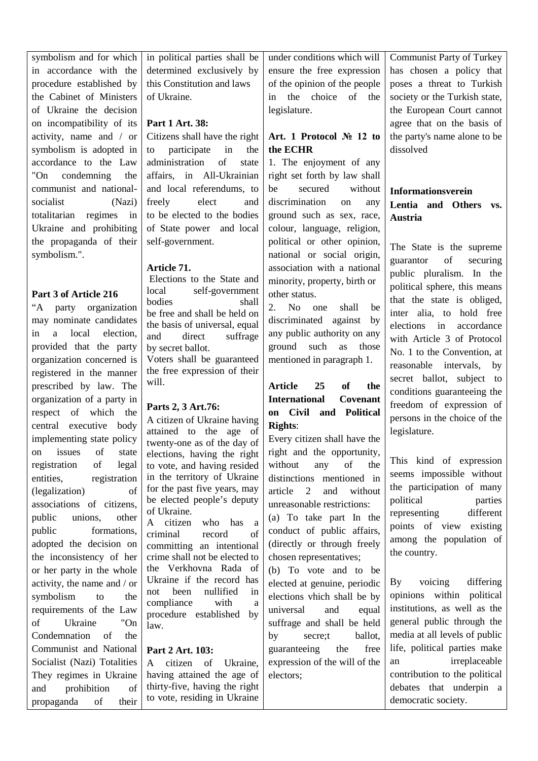| | | | |
|---|---|---|---|
| symbolism and for which in accordance with the procedure established by the Cabinet of Ministers of Ukraine the decision on incompatibility of its activity, name and / or symbolism is adopted in accordance to the Law "On condemning the communist and national-socialist (Nazi) totalitarian regimes in Ukraine and prohibiting the propaganda of their symbolism.".<br><br>**Part 3 of Article 216**<br>"A party organization may nominate candidates in a local election, provided that the party organization concerned is registered in the manner prescribed by law. The organization of a party in respect of which the central executive body implementing state policy on issues of state registration of legal entities, registration (legalization) of associations of citizens, public unions, other public formations, adopted the decision on the inconsistency of her or her party in the whole activity, the name and / or symbolism to the requirements of the Law of Ukraine "On Condemnation of the Communist and National Socialist (Nazi) Totalities They regimes in Ukraine and prohibition of propaganda of their | in political parties shall be determined exclusively by this Constitution and laws of Ukraine.<br><br>**Part 1 Art. 38:**<br>Citizens shall have the right to participate in the administration of state affairs, in All-Ukrainian and local referendums, to freely elect and to be elected to the bodies of State power and local self-government.<br><br>**Article 71.**<br>Elections to the State and local self-government bodies shall be free and shall be held on the basis of universal, equal and direct suffrage by secret ballot.<br>Voters shall be guaranteed the free expression of their will.<br><br>**Parts 2, 3 Art.76:**<br>A citizen of Ukraine having attained to the age of twenty-one as of the day of elections, having the right to vote, and having resided in the territory of Ukraine for the past five years, may be elected people's deputy of Ukraine.<br>A citizen who has a criminal record of committing an intentional crime shall not be elected to the Verkhovna Rada of Ukraine if the record has not been nullified in compliance with a procedure established by law.<br><br>**Part 2 Art. 103:**<br>A citizen of Ukraine, having attained the age of thirty-five, having the right to vote, residing in Ukraine | under conditions which will ensure the free expression of the opinion of the people in the choice of the legislature.<br><br>**Art. 1 Protocol № 12 to the ECHR**<br>1. The enjoyment of any right set forth by law shall be secured without discrimination on any ground such as sex, race, colour, language, religion, political or other opinion, national or social origin, association with a national minority, property, birth or other status.<br>2. No one shall be discriminated against by any public authority on any ground such as those mentioned in paragraph 1.<br><br>**Article 25 of the International Covenant on Civil and Political Rights**:<br>Every citizen shall have the right and the opportunity, without any of the distinctions mentioned in article 2 and without unreasonable restrictions:<br>(a) To take part In the conduct of public affairs, (directly or through freely chosen representatives;<br>(b) To vote and to be elected at genuine, periodic elections vhich shall be by universal and equal suffrage and shall be held by secre;t ballot, guaranteeing the free expression of the will of the electors; | Communist Party of Turkey has chosen a policy that poses a threat to Turkish society or the Turkish state, the European Court cannot agree that on the basis of the party's name alone to be dissolved<br><br>**Informationsverein Lentia and Others vs. Austria**<br><br>The State is the supreme guarantor of securing public pluralism. In the political sphere, this means that the state is obliged, inter alia, to hold free elections in accordance with Article 3 of Protocol No. 1 to the Convention, at reasonable intervals, by secret ballot, subject to conditions guaranteeing the freedom of expression of persons in the choice of the legislature.<br><br>This kind of expression seems impossible without the participation of many political parties representing different points of view existing among the population of the country.<br><br>By voicing differing opinions within political institutions, as well as the general public through the media at all levels of public life, political parties make an irreplaceable contribution to the political debates that underpin a democratic society. |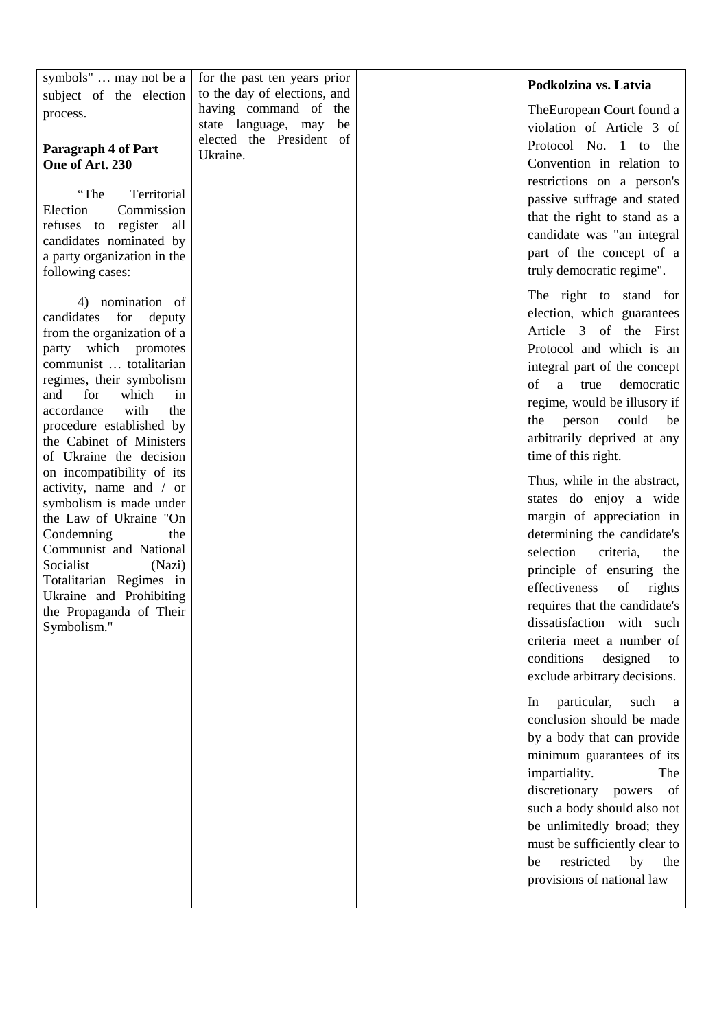| | | | |
|---|---|---|---|
| symbols" … may not be a subject of the election process.<br><br>**Paragraph 4 of Part One of Art. 230**<br><br>"The Territorial Election Commission refuses to register all candidates nominated by a party organization in the following cases:<br><br>4) nomination of candidates for deputy from the organization of a party which promotes communist … totalitarian regimes, their symbolism and for which in accordance with the procedure established by the Cabinet of Ministers of Ukraine the decision on incompatibility of its activity, name and / or symbolism is made under the Law of Ukraine "On Condemning the Communist and National Socialist (Nazi) Totalitarian Regimes in Ukraine and Prohibiting the Propaganda of Their Symbolism." | for the past ten years prior to the day of elections, and having command of the state language, may be elected the President of Ukraine. | | **Podkolzina vs. Latvia**<br><br>TheEuropean Court found a violation of Article 3 of Protocol No. 1 to the Convention in relation to restrictions on a person's passive suffrage and stated that the right to stand as a candidate was "an integral part of the concept of a truly democratic regime".<br><br>The right to stand for election, which guarantees Article 3 of the First Protocol and which is an integral part of the concept of a true democratic regime, would be illusory if the person could be arbitrarily deprived at any time of this right.<br><br>Thus, while in the abstract, states do enjoy a wide margin of appreciation in determining the candidate's selection criteria, the principle of ensuring the effectiveness of rights requires that the candidate's dissatisfaction with such criteria meet a number of conditions designed to exclude arbitrary decisions.<br><br>In particular, such a conclusion should be made by a body that can provide minimum guarantees of its impartiality. The discretionary powers of such a body should also not be unlimitedly broad; they must be sufficiently clear to be restricted by the provisions of national law |